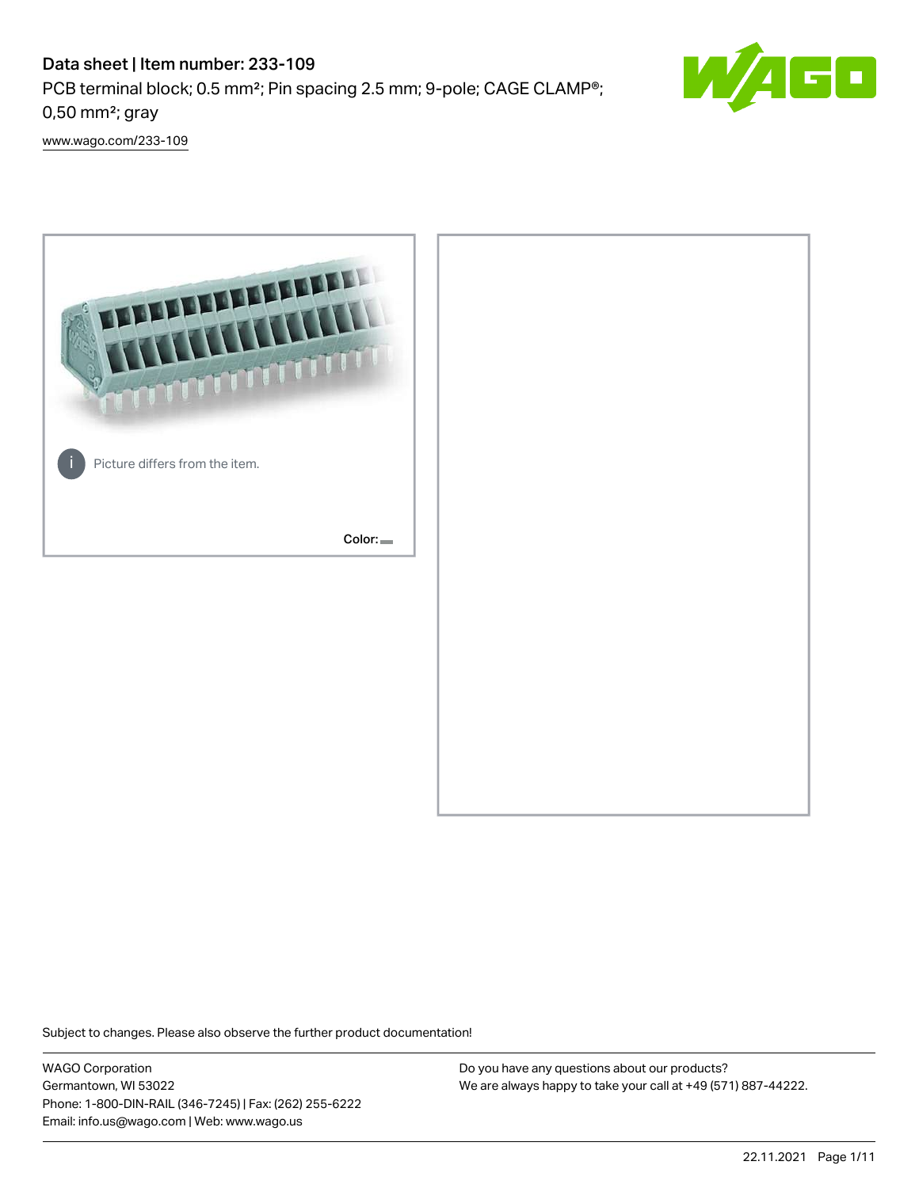# Data sheet | Item number: 233-109

PCB terminal block; 0.5 mm²; Pin spacing 2.5 mm; 9-pole; CAGE CLAMP®; 0,50 mm²; gray

www.wago.com/233-109

Picture differs from the item.

Color:

Subject to changes. Please also observe the further product documentation!

WAGO Corporation
Germantown, WI 53022
Phone: 1-800-DIN-RAIL (346-7245) | Fax: (262) 255-6222
Email: info.us@wago.com | Web: www.wago.us

Do you have any questions about our products?
We are always happy to take your call at +49 (571) 887-44222.

22.11.2021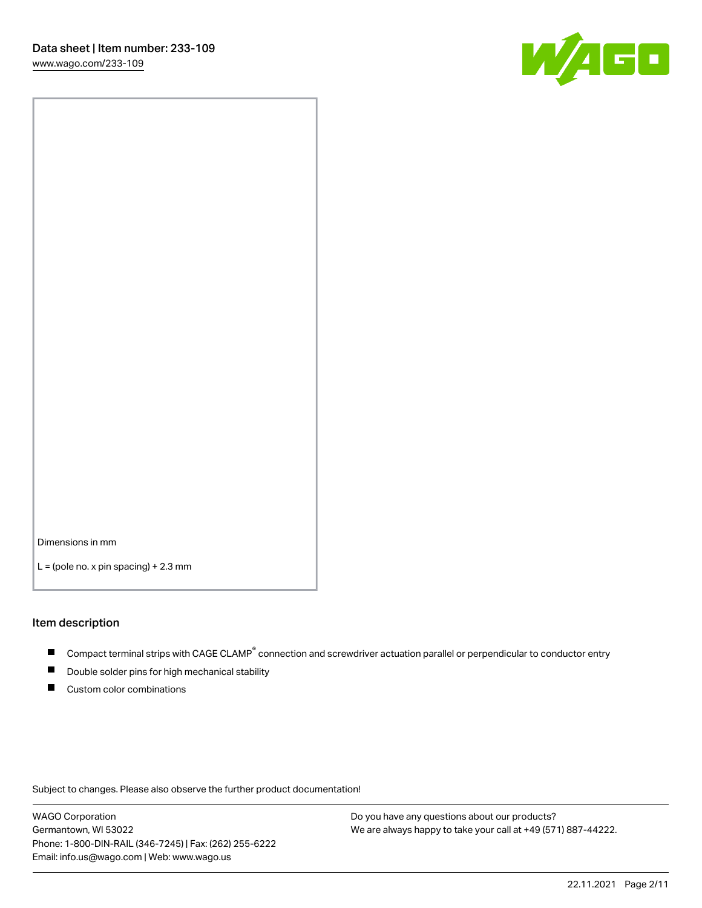Dimensions in mm

L = (pole no. x pin spacing) + 2.3 mm

## Item description

- Compact terminal strips with CAGE CLAMP® connection and screwdriver actuation parallel or perpendicular to conductor entry
- Double solder pins for high mechanical stability
- Custom color combinations

Subject to changes. Please also observe the further product documentation!

WAGO Corporation
Germantown, WI 53022
Phone: 1-800-DIN-RAIL (346-7245) | Fax: (262) 255-6222
Email: info.us@wago.com | Web: www.wago.us

Do you have any questions about our products?
We are always happy to take your call at +49 (571) 887-44222.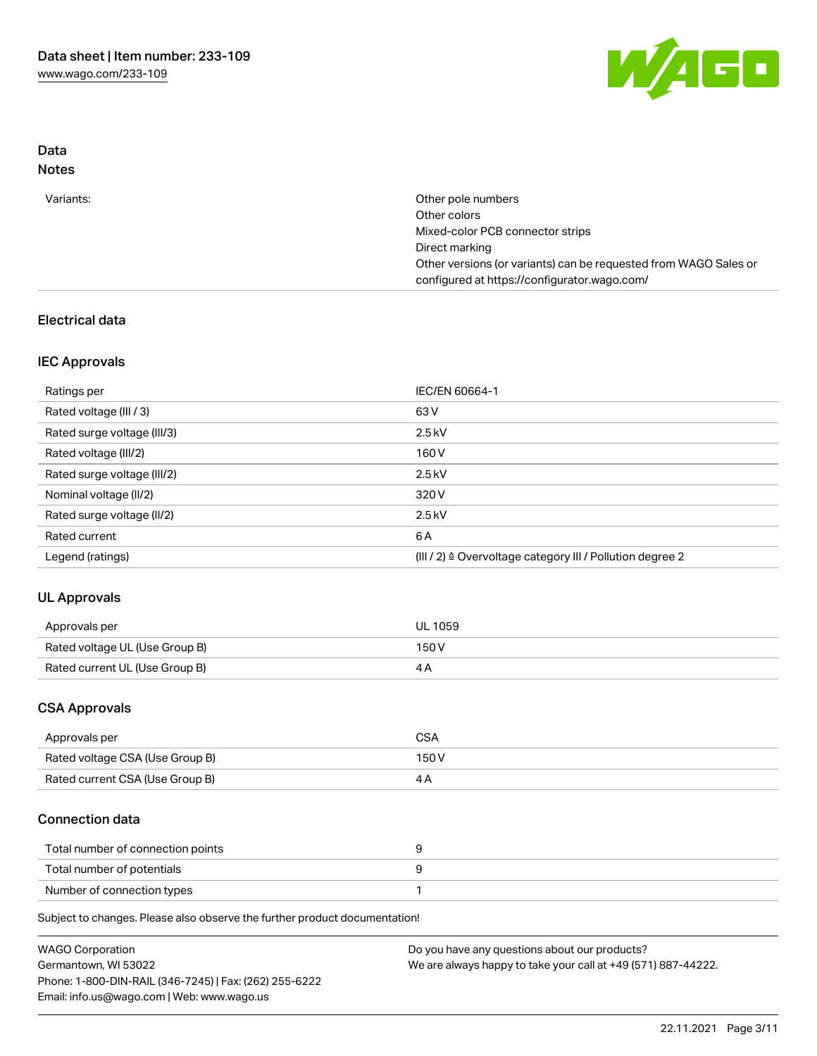## Data

### Notes

| | |
|---|---|
| Variants: | Other pole numbers<br>Other colors<br>Mixed-color PCB connector strips<br>Direct marking<br>Other versions (or variants) can be requested from WAGO Sales or configured at https://configurator.wago.com/ |

### Electrical data

#### IEC Approvals

| | |
|---|---|
| Ratings per | IEC/EN 60664-1 |
| Rated voltage (III / 3) | 63 V |
| Rated surge voltage (III/3) | 2.5 kV |
| Rated voltage (III/2) | 160 V |
| Rated surge voltage (III/2) | 2.5 kV |
| Nominal voltage (II/2) | 320 V |
| Rated surge voltage (II/2) | 2.5 kV |
| Rated current | 6 A |
| Legend (ratings) | (III / 2) ≙ Overvoltage category III / Pollution degree 2 |

#### UL Approvals

| | |
|---|---|
| Approvals per | UL 1059 |
| Rated voltage UL (Use Group B) | 150 V |
| Rated current UL (Use Group B) | 4 A |

#### CSA Approvals

| | |
|---|---|
| Approvals per | CSA |
| Rated voltage CSA (Use Group B) | 150 V |
| Rated current CSA (Use Group B) | 4 A |

### Connection data

| | |
|---|---|
| Total number of connection points | 9 |
| Total number of potentials | 9 |
| Number of connection types | 1 |

Subject to changes. Please also observe the further product documentation!

WAGO Corporation
Germantown, WI 53022
Phone: 1-800-DIN-RAIL (346-7245) | Fax: (262) 255-6222
Email: info.us@wago.com | Web: www.wago.us

Do you have any questions about our products?
We are always happy to take your call at +49 (571) 887-44222.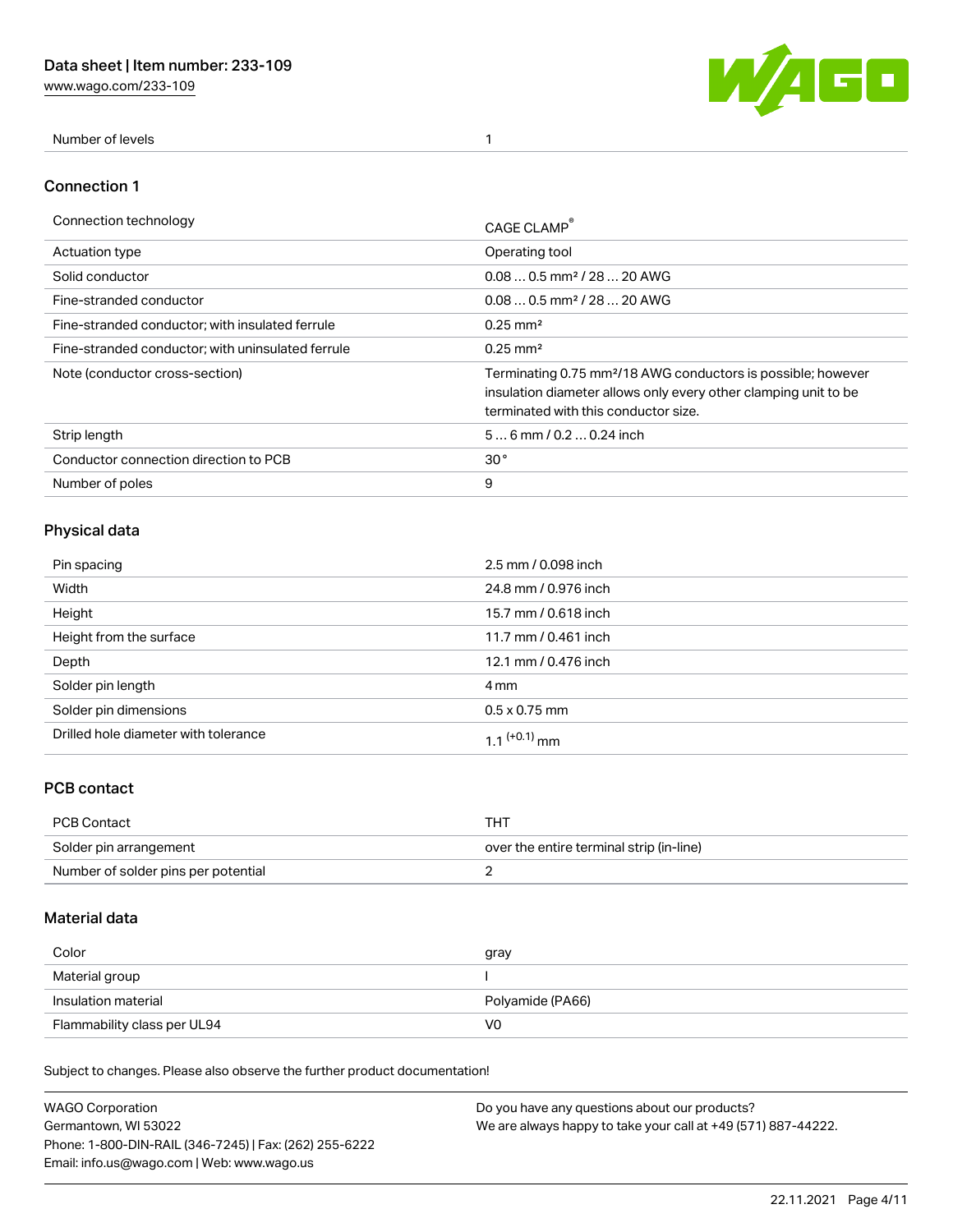| Number of levels | 1 |
| --- | --- |

## Connection 1

| Connection technology | CAGE CLAMP® |
| --- | --- |
| Actuation type | Operating tool |
| Solid conductor | 0.08 … 0.5 mm² / 28 … 20 AWG |
| Fine-stranded conductor | 0.08 … 0.5 mm² / 28 … 20 AWG |
| Fine-stranded conductor; with insulated ferrule | 0.25 mm² |
| Fine-stranded conductor; with uninsulated ferrule | 0.25 mm² |
| Note (conductor cross-section) | Terminating 0.75 mm²/18 AWG conductors is possible; however insulation diameter allows only every other clamping unit to be terminated with this conductor size. |
| Strip length | 5 … 6 mm / 0.2 … 0.24 inch |
| Conductor connection direction to PCB | 30 ° |
| Number of poles | 9 |

## Physical data

| Pin spacing | 2.5 mm / 0.098 inch |
| --- | --- |
| Width | 24.8 mm / 0.976 inch |
| Height | 15.7 mm / 0.618 inch |
| Height from the surface | 11.7 mm / 0.461 inch |
| Depth | 12.1 mm / 0.476 inch |
| Solder pin length | 4 mm |
| Solder pin dimensions | 0.5 x 0.75 mm |
| Drilled hole diameter with tolerance | 1.1 $^{(+0.1)}$ mm |

## PCB contact

| PCB Contact | THT |
| --- | --- |
| Solder pin arrangement | over the entire terminal strip (in-line) |
| Number of solder pins per potential | 2 |

## Material data

| Color | gray |
| --- | --- |
| Material group | I |
| Insulation material | Polyamide (PA66) |
| Flammability class per UL94 | V0 |

Subject to changes. Please also observe the further product documentation!

WAGO Corporation
Germantown, WI 53022
Phone: 1-800-DIN-RAIL (346-7245) | Fax: (262) 255-6222
Email: info.us@wago.com | Web: www.wago.us

Do you have any questions about our products?
We are always happy to take your call at +49 (571) 887-44222.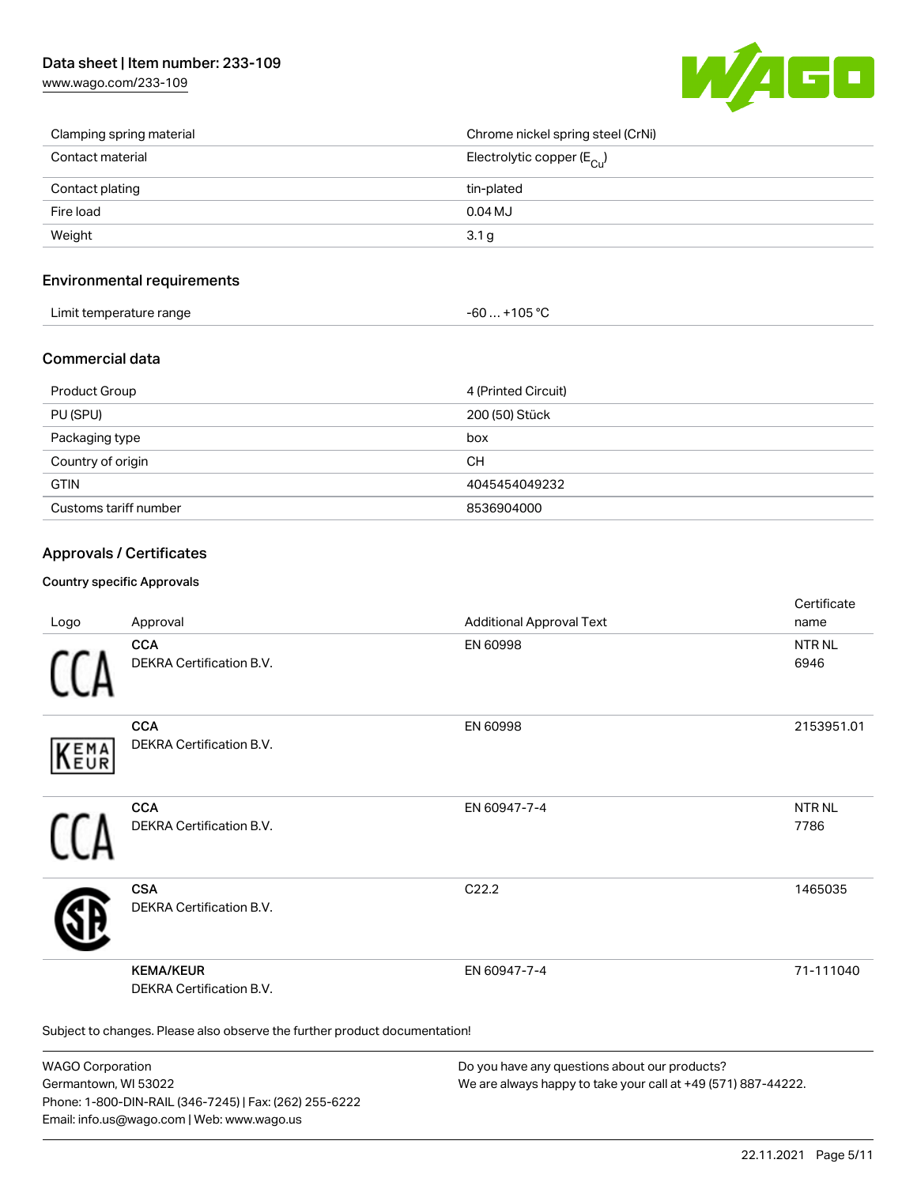| | |
|---|---|
| Clamping spring material | Chrome nickel spring steel (CrNi) |
| Contact material | Electrolytic copper ($E_{Cu}$) |
| Contact plating | tin-plated |
| Fire load | 0.04 MJ |
| Weight | 3.1 g |

## Environmental requirements

| | |
|---|---|
| Limit temperature range | -60 … +105 °C |

## Commercial data

| | |
|---|---|
| Product Group | 4 (Printed Circuit) |
| PU (SPU) | 200 (50) Stück |
| Packaging type | box |
| Country of origin | CH |
| GTIN | 4045454049232 |
| Customs tariff number | 8536904000 |

## Approvals / Certificates

### Country specific Approvals

| Logo | Approval | Additional Approval Text | Certificate name |
|---|---|---|---|
| | **CCA** DEKRA Certification B.V. | EN 60998 | NTR NL 6946 |
| | **CCA** DEKRA Certification B.V. | EN 60998 | 2153951.01 |
| | **CCA** DEKRA Certification B.V. | EN 60947-7-4 | NTR NL 7786 |
| | **CSA** DEKRA Certification B.V. | C22.2 | 1465035 |
| | **KEMA/KEUR** DEKRA Certification B.V. | EN 60947-7-4 | 71-111040 |

Subject to changes. Please also observe the further product documentation!

WAGO Corporation
Germantown, WI 53022
Phone: 1-800-DIN-RAIL (346-7245) | Fax: (262) 255-6222
Email: info.us@wago.com | Web: www.wago.us

Do you have any questions about our products?
We are always happy to take your call at +49 (571) 887-44222.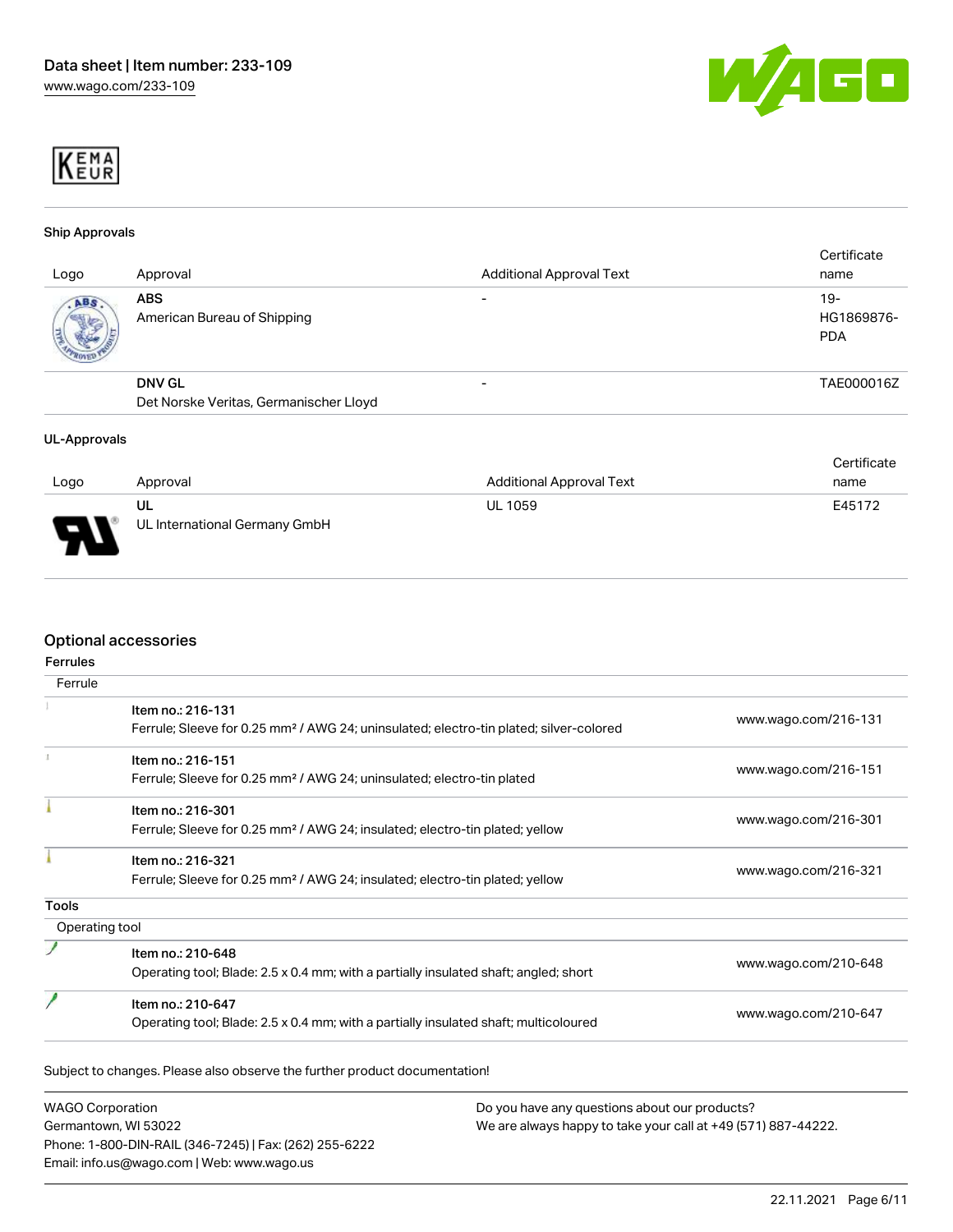KEMA EUR

### Ship Approvals

| Logo | Approval | Additional Approval Text | Certificate name |
| --- | --- | --- | --- |
| | **ABS**<br>American Bureau of Shipping | - | 19-HG1869876-PDA |
| | **DNV GL**<br>Det Norske Veritas, Germanischer Lloyd | - | TAE000016Z |

### UL-Approvals

| Logo | Approval | Additional Approval Text | Certificate name |
| --- | --- | --- | --- |
| | **UL**<br>UL International Germany GmbH | UL 1059 | E45172 |

## Optional accessories

### Ferrules

| Ferrule | | |
| --- | --- | --- |
| | Item no.: 216-131<br>Ferrule; Sleeve for 0.25 mm² / AWG 24; uninsulated; electro-tin plated; silver-colored | www.wago.com/216-131 |
| | Item no.: 216-151<br>Ferrule; Sleeve for 0.25 mm² / AWG 24; uninsulated; electro-tin plated | www.wago.com/216-151 |
| | Item no.: 216-301<br>Ferrule; Sleeve for 0.25 mm² / AWG 24; insulated; electro-tin plated; yellow | www.wago.com/216-301 |
| | Item no.: 216-321<br>Ferrule; Sleeve for 0.25 mm² / AWG 24; insulated; electro-tin plated; yellow | www.wago.com/216-321 |

### Tools

| Operating tool | | |
| --- | --- | --- |
| | Item no.: 210-648<br>Operating tool; Blade: 2.5 x 0.4 mm; with a partially insulated shaft; angled; short | www.wago.com/210-648 |
| | Item no.: 210-647<br>Operating tool; Blade: 2.5 x 0.4 mm; with a partially insulated shaft; multicoloured | www.wago.com/210-647 |

Subject to changes. Please also observe the further product documentation!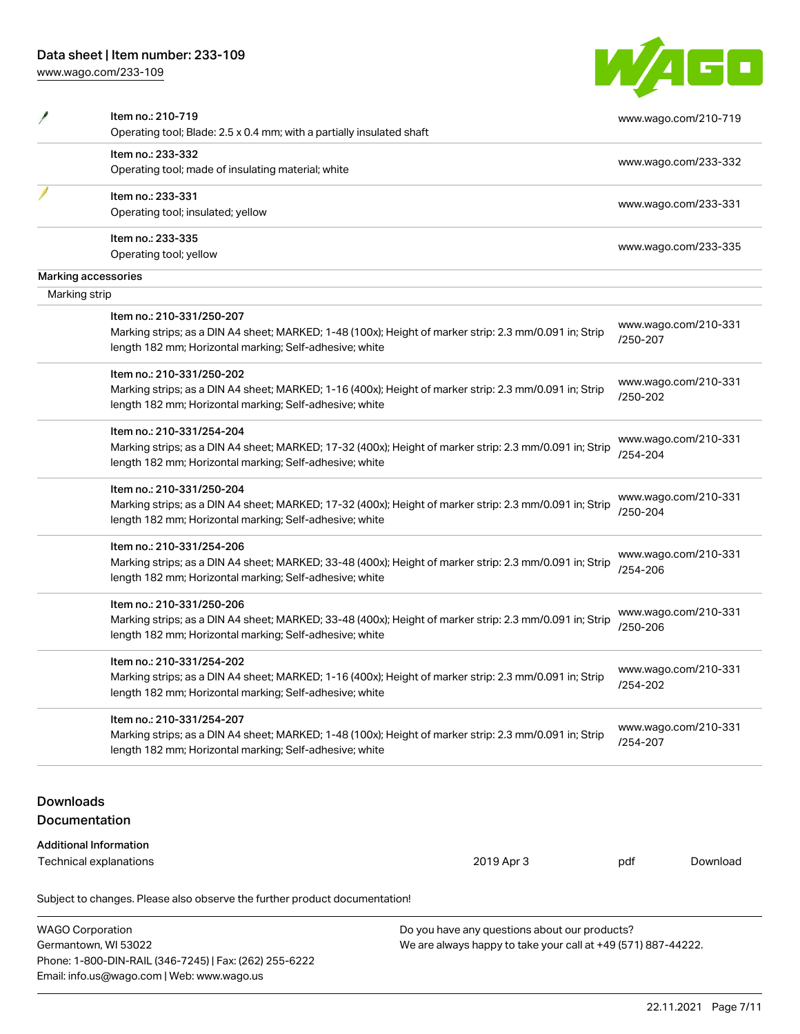| | | |
|---|---|---|
| | Item no.: 210-719<br>Operating tool; Blade: 2.5 x 0.4 mm; with a partially insulated shaft | www.wago.com/210-719 |
| | Item no.: 233-332<br>Operating tool; made of insulating material; white | www.wago.com/233-332 |
| | Item no.: 233-331<br>Operating tool; insulated; yellow | www.wago.com/233-331 |
| | Item no.: 233-335<br>Operating tool; yellow | www.wago.com/233-335 |

**Marking accessories**

Marking strip

| | |
|---|---|
| Item no.: 210-331/250-207<br>Marking strips; as a DIN A4 sheet; MARKED; 1-48 (100x); Height of marker strip: 2.3 mm/0.091 in; Strip length 182 mm; Horizontal marking; Self-adhesive; white | www.wago.com/210-331/250-207 |
| Item no.: 210-331/250-202<br>Marking strips; as a DIN A4 sheet; MARKED; 1-16 (400x); Height of marker strip: 2.3 mm/0.091 in; Strip length 182 mm; Horizontal marking; Self-adhesive; white | www.wago.com/210-331/250-202 |
| Item no.: 210-331/254-204<br>Marking strips; as a DIN A4 sheet; MARKED; 17-32 (400x); Height of marker strip: 2.3 mm/0.091 in; Strip length 182 mm; Horizontal marking; Self-adhesive; white | www.wago.com/210-331/254-204 |
| Item no.: 210-331/250-204<br>Marking strips; as a DIN A4 sheet; MARKED; 17-32 (400x); Height of marker strip: 2.3 mm/0.091 in; Strip length 182 mm; Horizontal marking; Self-adhesive; white | www.wago.com/210-331/250-204 |
| Item no.: 210-331/254-206<br>Marking strips; as a DIN A4 sheet; MARKED; 33-48 (400x); Height of marker strip: 2.3 mm/0.091 in; Strip length 182 mm; Horizontal marking; Self-adhesive; white | www.wago.com/210-331/254-206 |
| Item no.: 210-331/250-206<br>Marking strips; as a DIN A4 sheet; MARKED; 33-48 (400x); Height of marker strip: 2.3 mm/0.091 in; Strip length 182 mm; Horizontal marking; Self-adhesive; white | www.wago.com/210-331/250-206 |
| Item no.: 210-331/254-202<br>Marking strips; as a DIN A4 sheet; MARKED; 1-16 (400x); Height of marker strip: 2.3 mm/0.091 in; Strip length 182 mm; Horizontal marking; Self-adhesive; white | www.wago.com/210-331/254-202 |
| Item no.: 210-331/254-207<br>Marking strips; as a DIN A4 sheet; MARKED; 1-48 (100x); Height of marker strip: 2.3 mm/0.091 in; Strip length 182 mm; Horizontal marking; Self-adhesive; white | www.wago.com/210-331/254-207 |

## Downloads

### Documentation

**Additional Information**

| | | | |
|---|---|---|---|
| Technical explanations | 2019 Apr 3 | pdf | Download |

Subject to changes. Please also observe the further product documentation!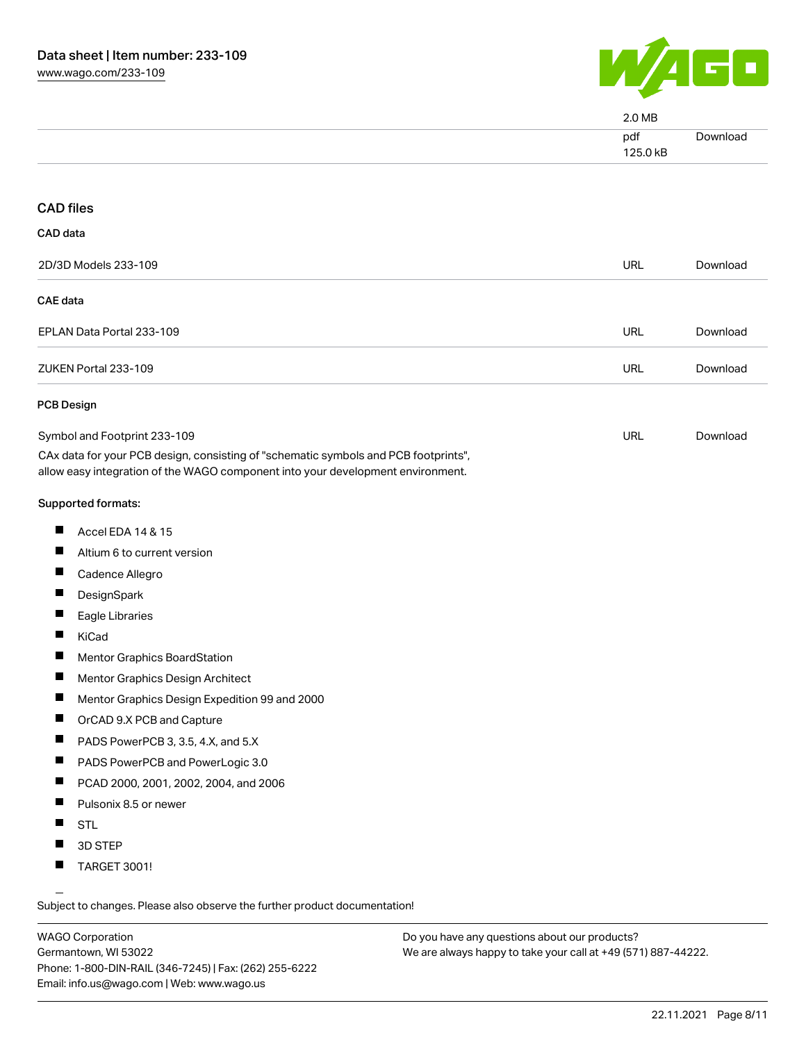| | | |
|---|---|---|
| | 2.0 MB | |
| | pdf<br>125.0 kB | Download |

## CAD files

### CAD data

| | | |
|---|---|---|
| 2D/3D Models 233-109 | URL | Download |

### CAE data

| | | |
|---|---|---|
| EPLAN Data Portal 233-109 | URL | Download |
| ZUKEN Portal 233-109 | URL | Download |

### PCB Design

| | | |
|---|---|---|
| Symbol and Footprint 233-109 | URL | Download |

CAx data for your PCB design, consisting of "schematic symbols and PCB footprints", allow easy integration of the WAGO component into your development environment.

**Supported formats:**

- Accel EDA 14 & 15
- Altium 6 to current version
- Cadence Allegro
- DesignSpark
- Eagle Libraries
- KiCad
- Mentor Graphics BoardStation
- Mentor Graphics Design Architect
- Mentor Graphics Design Expedition 99 and 2000
- OrCAD 9.X PCB and Capture
- PADS PowerPCB 3, 3.5, 4.X, and 5.X
- PADS PowerPCB and PowerLogic 3.0
- PCAD 2000, 2001, 2002, 2004, and 2006
- Pulsonix 8.5 or newer
- STL
- 3D STEP
- TARGET 3001!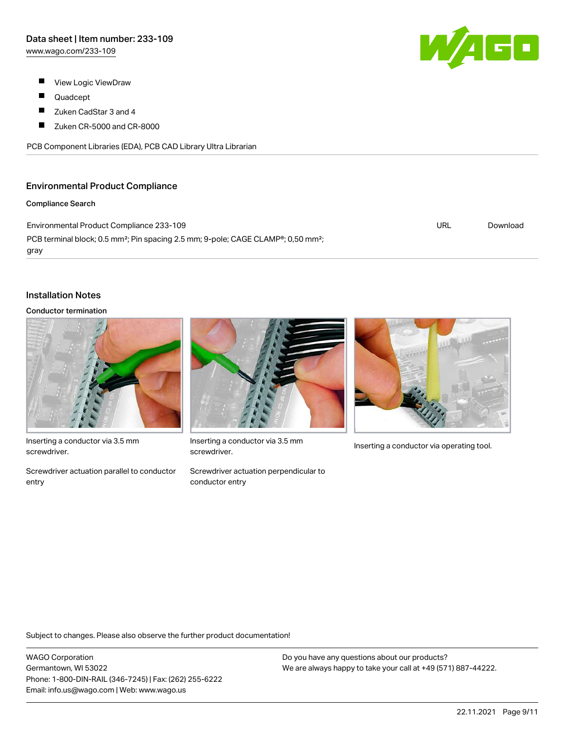- View Logic ViewDraw
- Quadcept
- Zuken CadStar 3 and 4
- Zuken CR-5000 and CR-8000

PCB Component Libraries (EDA), PCB CAD Library Ultra Librarian

## Environmental Product Compliance

### Compliance Search

| | | |
|---|---|---|
| Environmental Product Compliance 233-109<br>PCB terminal block; 0.5 mm²; Pin spacing 2.5 mm; 9-pole; CAGE CLAMP®; 0,50 mm²; gray | URL | Download |

## Installation Notes

### Conductor termination

Inserting a conductor via 3.5 mm screwdriver.

Screwdriver actuation parallel to conductor entry

Inserting a conductor via 3.5 mm screwdriver.

Screwdriver actuation perpendicular to conductor entry

Inserting a conductor via operating tool.

Subject to changes. Please also observe the further product documentation!

WAGO Corporation
Germantown, WI 53022
Phone: 1-800-DIN-RAIL (346-7245) | Fax: (262) 255-6222
Email: info.us@wago.com | Web: www.wago.us

Do you have any questions about our products?
We are always happy to take your call at +49 (571) 887-44222.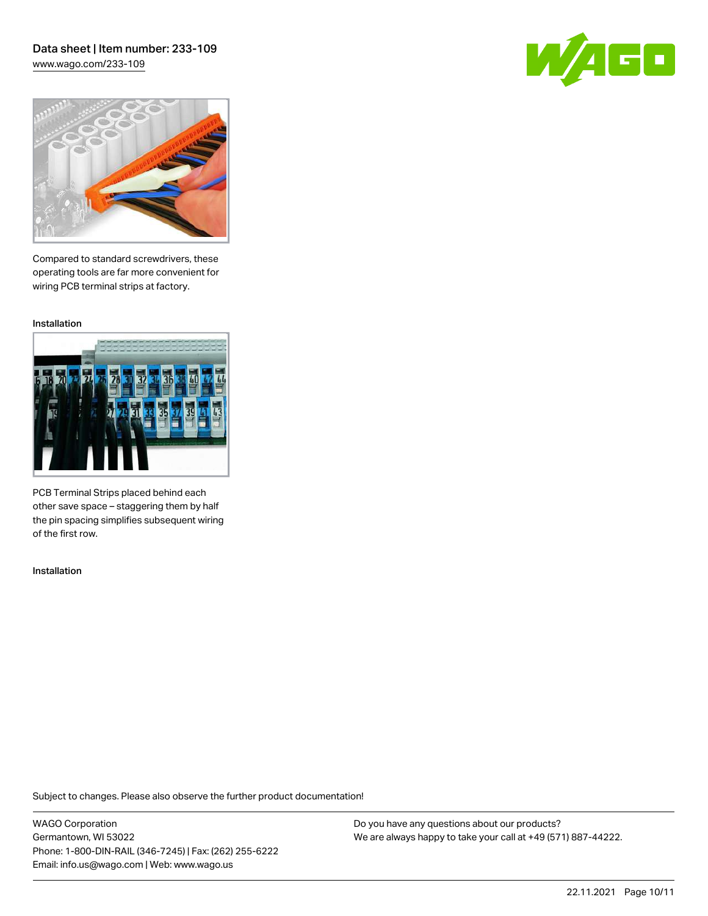Compared to standard screwdrivers, these operating tools are far more convenient for wiring PCB terminal strips at factory.

Installation

PCB Terminal Strips placed behind each other save space – staggering them by half the pin spacing simplifies subsequent wiring of the first row.

Installation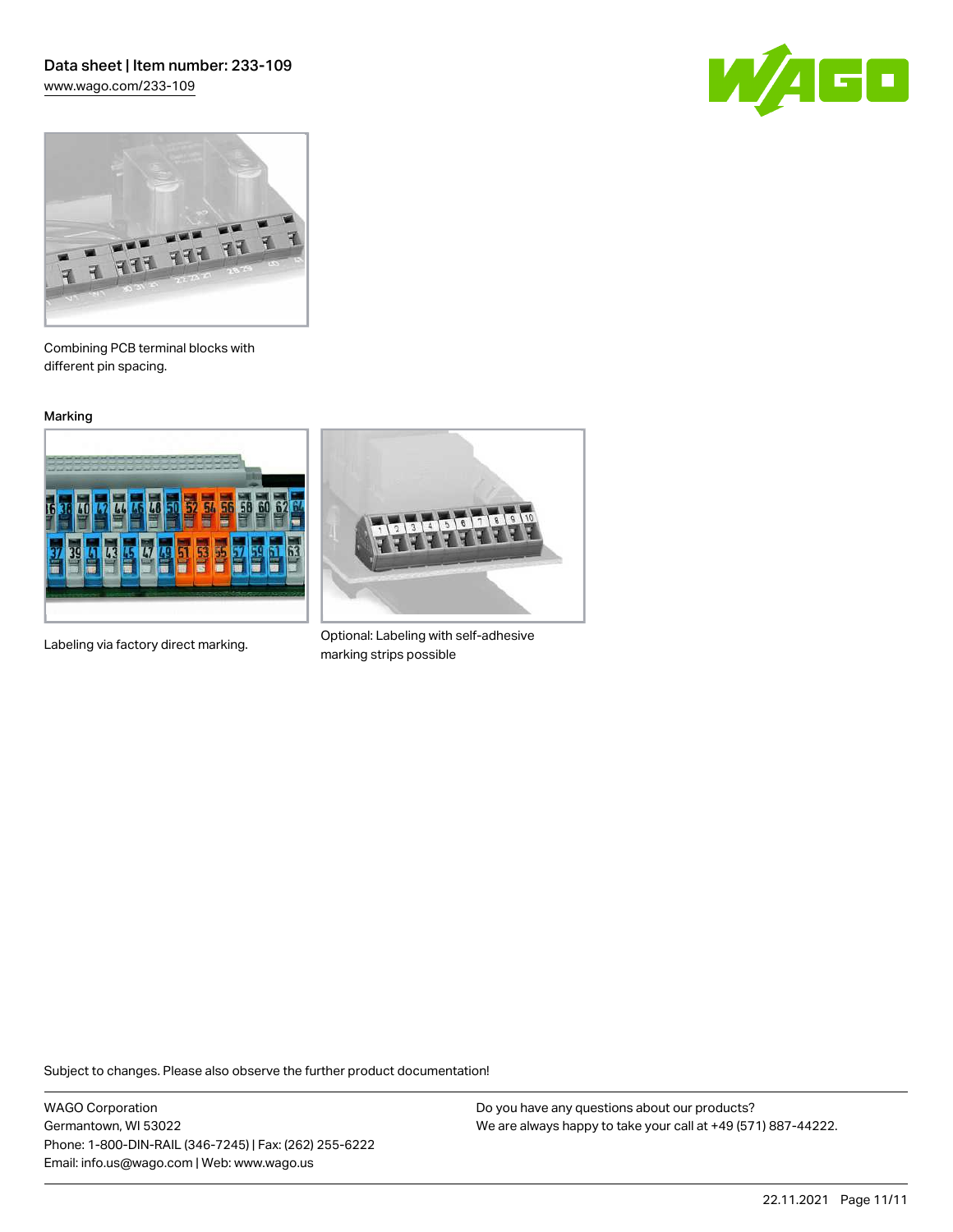Combining PCB terminal blocks with different pin spacing.

Marking

Labeling via factory direct marking.

Optional: Labeling with self-adhesive marking strips possible

Subject to changes. Please also observe the further product documentation!

WAGO Corporation
Germantown, WI 53022
Phone: 1-800-DIN-RAIL (346-7245) | Fax: (262) 255-6222
Email: info.us@wago.com | Web: www.wago.us

Do you have any questions about our products?
We are always happy to take your call at +49 (571) 887-44222.